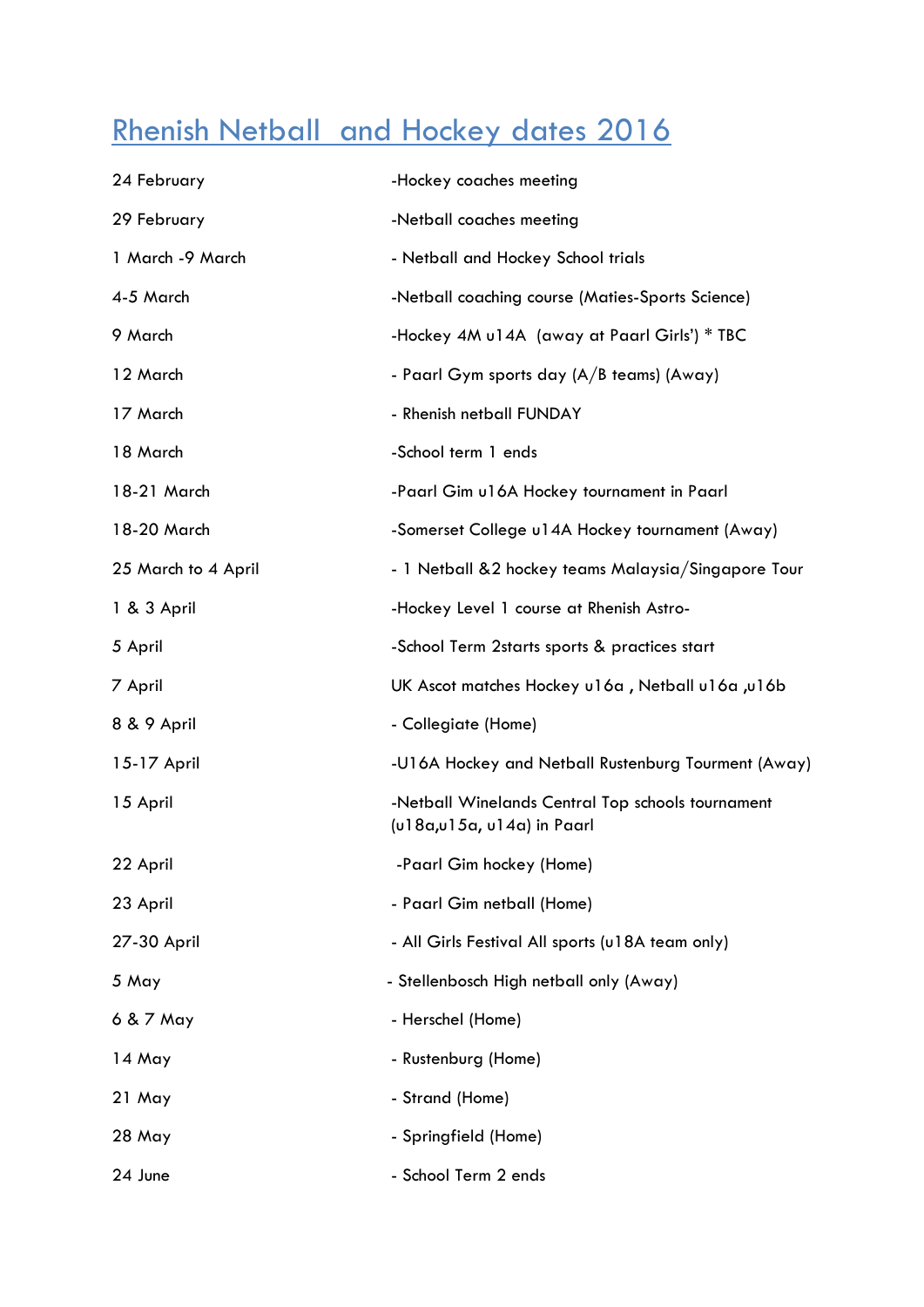# Rhenish Netball and Hockey dates 2016

| | |
|---|---|
| 24 February | -Hockey coaches meeting |
| 29 February | -Netball coaches meeting |
| 1 March -9 March | - Netball and Hockey School trials |
| 4-5 March | -Netball coaching course (Maties-Sports Science) |
| 9 March | -Hockey 4M u14A (away at Paarl Girls') * TBC |
| 12 March | - Paarl Gym sports day (A/B teams) (Away) |
| 17 March | - Rhenish netball FUNDAY |
| 18 March | -School term 1 ends |
| 18-21 March | -Paarl Gim u16A Hockey tournament in Paarl |
| 18-20 March | -Somerset College u14A Hockey tournament (Away) |
| 25 March to 4 April | - 1 Netball &2 hockey teams Malaysia/Singapore Tour |
| 1 & 3 April | -Hockey Level 1 course at Rhenish Astro- |
| 5 April | -School Term 2starts sports & practices start |
| 7 April | UK Ascot matches Hockey u16a , Netball u16a ,u16b |
| 8 & 9 April | - Collegiate (Home) |
| 15-17 April | -U16A Hockey and Netball Rustenburg Tourment (Away) |
| 15 April | -Netball Winelands Central Top schools tournament (u18a,u15a, u14a) in Paarl |
| 22 April | -Paarl Gim hockey (Home) |
| 23 April | - Paarl Gim netball (Home) |
| 27-30 April | - All Girls Festival All sports (u18A team only) |
| 5 May | - Stellenbosch High netball only (Away) |
| 6 & 7 May | - Herschel (Home) |
| 14 May | - Rustenburg (Home) |
| 21 May | - Strand (Home) |
| 28 May | - Springfield (Home) |
| 24 June | - School Term 2 ends |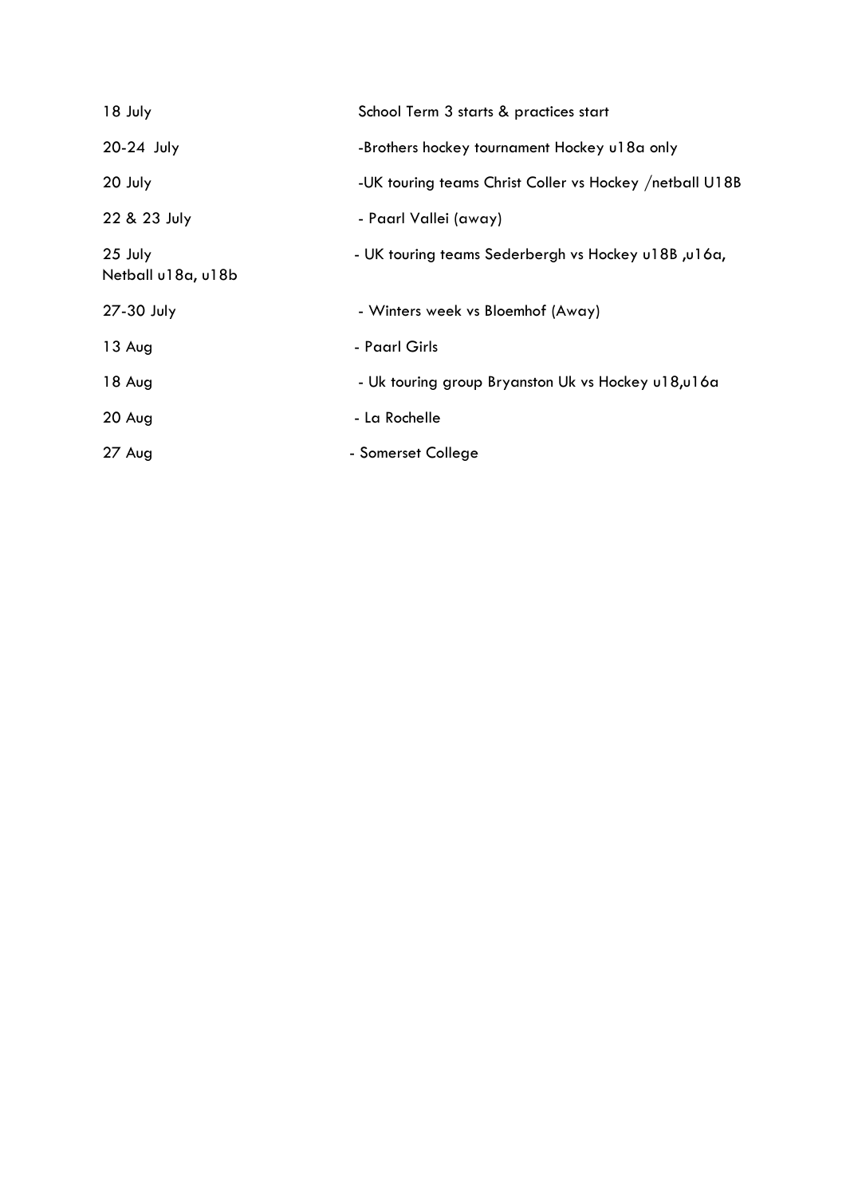| | |
|---|---|
| 18 July | School Term 3 starts & practices start |
| 20-24 July | -Brothers hockey tournament Hockey u18a only |
| 20 July | -UK touring teams Christ Coller vs Hockey /netball U18B |
| 22 & 23 July | - Paarl Vallei (away) |
| 25 July<br>Netball u18a, u18b | - UK touring teams Sederbergh vs Hockey u18B ,u16a, |
| 27-30 July | - Winters week vs Bloemhof (Away) |
| 13 Aug | - Paarl Girls |
| 18 Aug | - Uk touring group Bryanston Uk vs Hockey u18,u16a |
| 20 Aug | - La Rochelle |
| 27 Aug | - Somerset College |